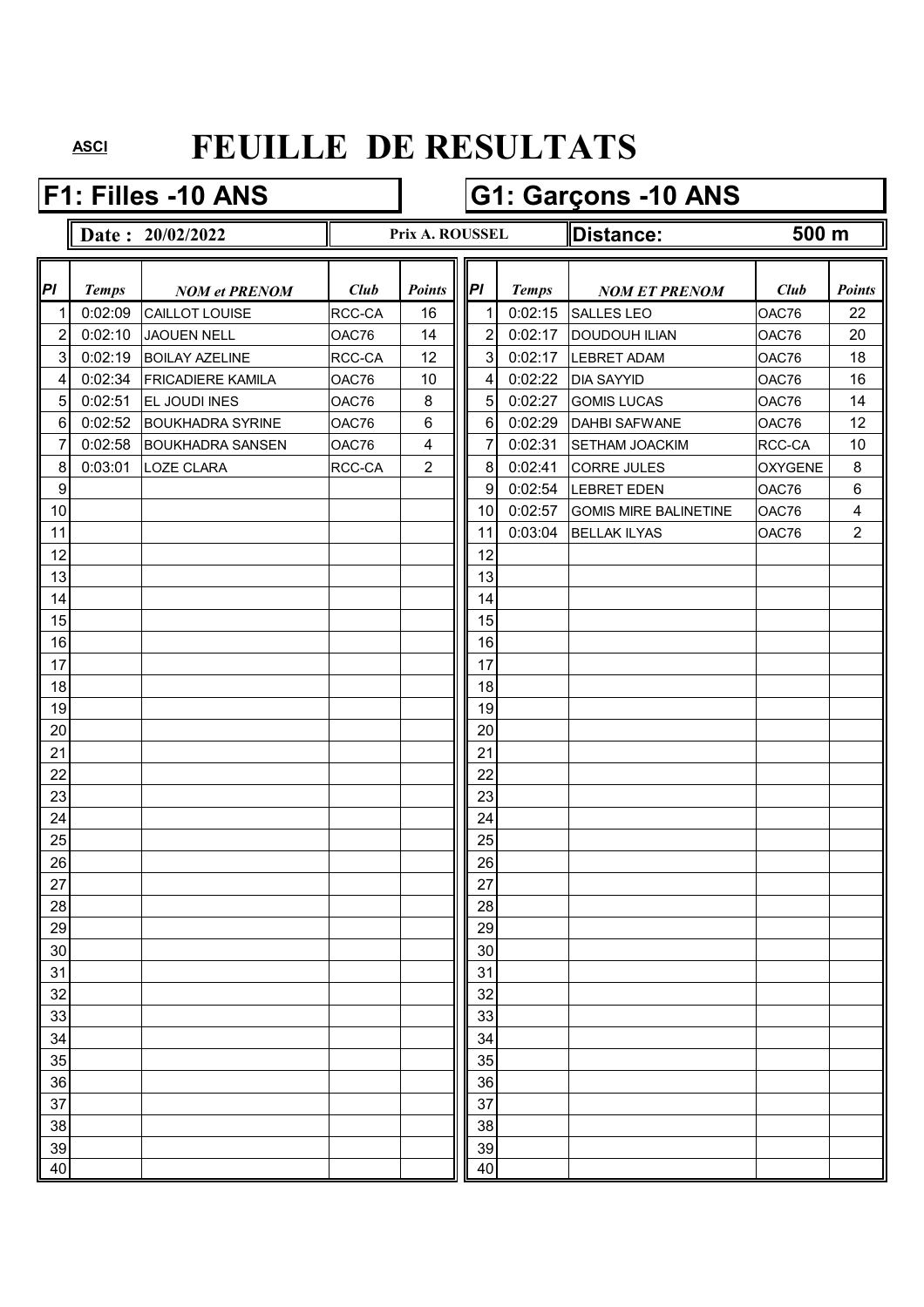ASCI

# FEUILLE DE RESULTATS

## F1: Filles -10 ANS

## G1: Garçons -10 ANS

**Date : 20/02/2022** — **Prix A. ROUSSEL** — **Distance: 500 m**

| Pl | Temps | NOM et PRENOM | Club | Points | Pl | Temps | NOM ET PRENOM | Club | Points |
|---|---|---|---|---|---|---|---|---|---|
| 1 | 0:02:09 | CAILLOT LOUISE | RCC-CA | 16 | 1 | 0:02:15 | SALLES LEO | OAC76 | 22 |
| 2 | 0:02:10 | JAOUEN NELL | OAC76 | 14 | 2 | 0:02:17 | DOUDOUH ILIAN | OAC76 | 20 |
| 3 | 0:02:19 | BOILAY AZELINE | RCC-CA | 12 | 3 | 0:02:17 | LEBRET ADAM | OAC76 | 18 |
| 4 | 0:02:34 | FRICADIERE KAMILA | OAC76 | 10 | 4 | 0:02:22 | DIA SAYYID | OAC76 | 16 |
| 5 | 0:02:51 | EL JOUDI INES | OAC76 | 8 | 5 | 0:02:27 | GOMIS LUCAS | OAC76 | 14 |
| 6 | 0:02:52 | BOUKHADRA SYRINE | OAC76 | 6 | 6 | 0:02:29 | DAHBI SAFWANE | OAC76 | 12 |
| 7 | 0:02:58 | BOUKHADRA SANSEN | OAC76 | 4 | 7 | 0:02:31 | SETHAM JOACKIM | RCC-CA | 10 |
| 8 | 0:03:01 | LOZE CLARA | RCC-CA | 2 | 8 | 0:02:41 | CORRE JULES | OXYGENE | 8 |
| 9 | | | | | 9 | 0:02:54 | LEBRET EDEN | OAC76 | 6 |
| 10 | | | | | 10 | 0:02:57 | GOMIS MIRE BALINETINE | OAC76 | 4 |
| 11 | | | | | 11 | 0:03:04 | BELLAK ILYAS | OAC76 | 2 |
| 12 | | | | | 12 | | | | |
| 13 | | | | | 13 | | | | |
| 14 | | | | | 14 | | | | |
| 15 | | | | | 15 | | | | |
| 16 | | | | | 16 | | | | |
| 17 | | | | | 17 | | | | |
| 18 | | | | | 18 | | | | |
| 19 | | | | | 19 | | | | |
| 20 | | | | | 20 | | | | |
| 21 | | | | | 21 | | | | |
| 22 | | | | | 22 | | | | |
| 23 | | | | | 23 | | | | |
| 24 | | | | | 24 | | | | |
| 25 | | | | | 25 | | | | |
| 26 | | | | | 26 | | | | |
| 27 | | | | | 27 | | | | |
| 28 | | | | | 28 | | | | |
| 29 | | | | | 29 | | | | |
| 30 | | | | | 30 | | | | |
| 31 | | | | | 31 | | | | |
| 32 | | | | | 32 | | | | |
| 33 | | | | | 33 | | | | |
| 34 | | | | | 34 | | | | |
| 35 | | | | | 35 | | | | |
| 36 | | | | | 36 | | | | |
| 37 | | | | | 37 | | | | |
| 38 | | | | | 38 | | | | |
| 39 | | | | | 39 | | | | |
| 40 | | | | | 40 | | | | |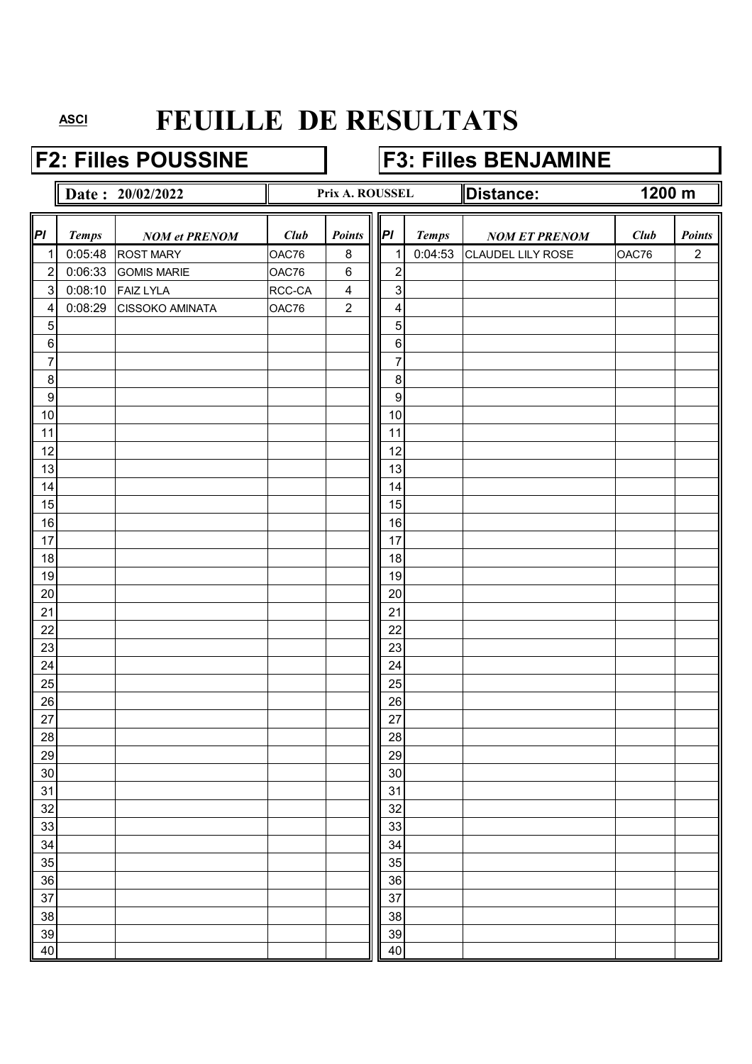ASCI

# FEUILLE DE RESULTATS

## F2: Filles POUSSINE

## F3: Filles BENJAMINE

**Date : 20/02/2022** | **Prix A. ROUSSEL** | **Distance: 1200 m**

| Pl | Temps | NOM et PRENOM | Club | Points | Pl | Temps | NOM ET PRENOM | Club | Points |
|---|---|---|---|---|---|---|---|---|---|
| 1 | 0:05:48 | ROST MARY | OAC76 | 8 | 1 | 0:04:53 | CLAUDEL LILY ROSE | OAC76 | 2 |
| 2 | 0:06:33 | GOMIS MARIE | OAC76 | 6 | 2 | | | | |
| 3 | 0:08:10 | FAIZ LYLA | RCC-CA | 4 | 3 | | | | |
| 4 | 0:08:29 | CISSOKO AMINATA | OAC76 | 2 | 4 | | | | |
| 5 | | | | | 5 | | | | |
| 6 | | | | | 6 | | | | |
| 7 | | | | | 7 | | | | |
| 8 | | | | | 8 | | | | |
| 9 | | | | | 9 | | | | |
| 10 | | | | | 10 | | | | |
| 11 | | | | | 11 | | | | |
| 12 | | | | | 12 | | | | |
| 13 | | | | | 13 | | | | |
| 14 | | | | | 14 | | | | |
| 15 | | | | | 15 | | | | |
| 16 | | | | | 16 | | | | |
| 17 | | | | | 17 | | | | |
| 18 | | | | | 18 | | | | |
| 19 | | | | | 19 | | | | |
| 20 | | | | | 20 | | | | |
| 21 | | | | | 21 | | | | |
| 22 | | | | | 22 | | | | |
| 23 | | | | | 23 | | | | |
| 24 | | | | | 24 | | | | |
| 25 | | | | | 25 | | | | |
| 26 | | | | | 26 | | | | |
| 27 | | | | | 27 | | | | |
| 28 | | | | | 28 | | | | |
| 29 | | | | | 29 | | | | |
| 30 | | | | | 30 | | | | |
| 31 | | | | | 31 | | | | |
| 32 | | | | | 32 | | | | |
| 33 | | | | | 33 | | | | |
| 34 | | | | | 34 | | | | |
| 35 | | | | | 35 | | | | |
| 36 | | | | | 36 | | | | |
| 37 | | | | | 37 | | | | |
| 38 | | | | | 38 | | | | |
| 39 | | | | | 39 | | | | |
| 40 | | | | | 40 | | | | |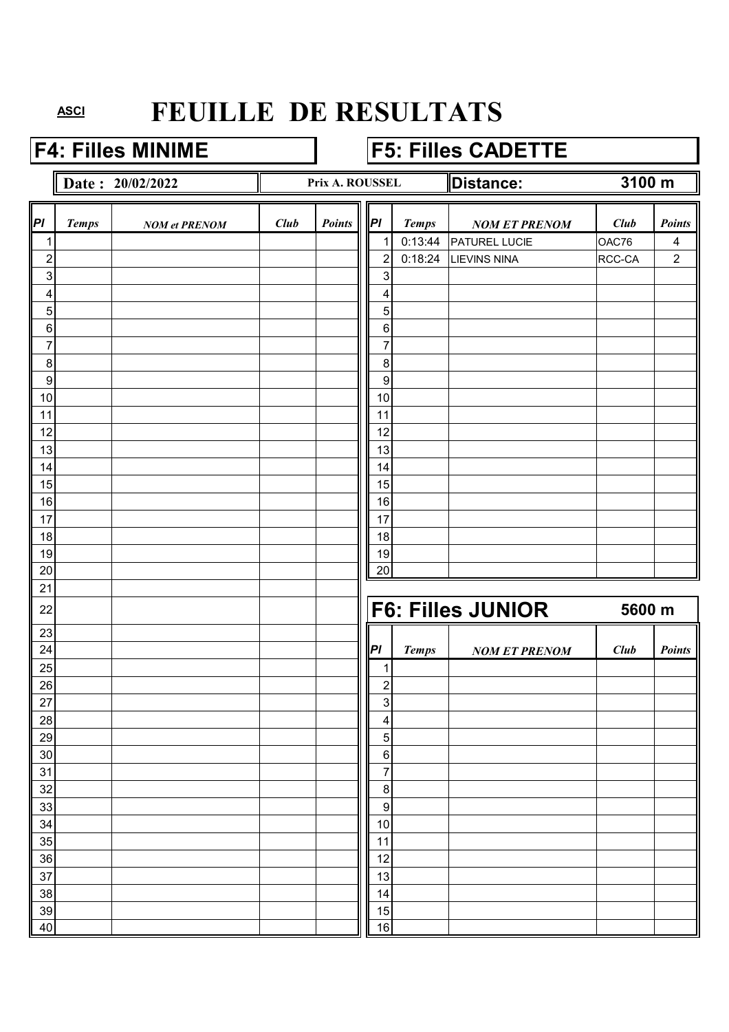ASCI

# FEUILLE DE RESULTATS

## F4: Filles MINIME

**Date : 20/02/2022** | **Prix A. ROUSSEL** | **Distance: 3100 m**

| Pl | Temps | NOM et PRENOM | Club | Points |
|---|---|---|---|---|
| 1 | | | | |
| 2 | | | | |
| 3 | | | | |
| 4 | | | | |
| 5 | | | | |
| 6 | | | | |
| 7 | | | | |
| 8 | | | | |
| 9 | | | | |
| 10 | | | | |
| 11 | | | | |
| 12 | | | | |
| 13 | | | | |
| 14 | | | | |
| 15 | | | | |
| 16 | | | | |
| 17 | | | | |
| 18 | | | | |
| 19 | | | | |
| 20 | | | | |
| 21 | | | | |
| 22 | | | | |
| 23 | | | | |
| 24 | | | | |
| 25 | | | | |
| 26 | | | | |
| 27 | | | | |
| 28 | | | | |
| 29 | | | | |
| 30 | | | | |
| 31 | | | | |
| 32 | | | | |
| 33 | | | | |
| 34 | | | | |
| 35 | | | | |
| 36 | | | | |
| 37 | | | | |
| 38 | | | | |
| 39 | | | | |
| 40 | | | | |

## F5: Filles CADETTE

| Pl | Temps | NOM ET PRENOM | Club | Points |
|---|---|---|---|---|
| 1 | 0:13:44 | PATUREL LUCIE | OAC76 | 4 |
| 2 | 0:18:24 | LIEVINS NINA | RCC-CA | 2 |
| 3 | | | | |
| 4 | | | | |
| 5 | | | | |
| 6 | | | | |
| 7 | | | | |
| 8 | | | | |
| 9 | | | | |
| 10 | | | | |
| 11 | | | | |
| 12 | | | | |
| 13 | | | | |
| 14 | | | | |
| 15 | | | | |
| 16 | | | | |
| 17 | | | | |
| 18 | | | | |
| 19 | | | | |
| 20 | | | | |

## F6: Filles JUNIOR 5600 m

| Pl | Temps | NOM ET PRENOM | Club | Points |
|---|---|---|---|---|
| 1 | | | | |
| 2 | | | | |
| 3 | | | | |
| 4 | | | | |
| 5 | | | | |
| 6 | | | | |
| 7 | | | | |
| 8 | | | | |
| 9 | | | | |
| 10 | | | | |
| 11 | | | | |
| 12 | | | | |
| 13 | | | | |
| 14 | | | | |
| 15 | | | | |
| 16 | | | | |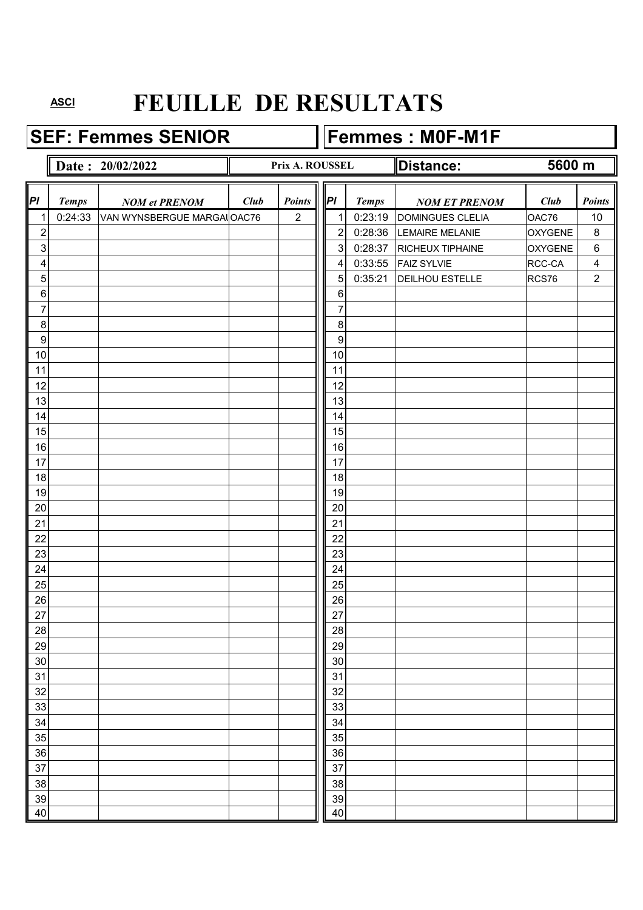ASCI

# FEUILLE DE RESULTATS

## SEF: Femmes SENIOR

**Date : 20/02/2022** — **Prix A. ROUSSEL**

| Pl | Temps | NOM et PRENOM | Club | Points |
|---|---|---|---|---|
| 1 | 0:24:33 | VAN WYNSBERGUE MARGAU | OAC76 | 2 |
| 2 | | | | |
| 3 | | | | |
| 4 | | | | |
| 5 | | | | |
| 6 | | | | |
| 7 | | | | |
| 8 | | | | |
| 9 | | | | |
| 10 | | | | |
| 11 | | | | |
| 12 | | | | |
| 13 | | | | |
| 14 | | | | |
| 15 | | | | |
| 16 | | | | |
| 17 | | | | |
| 18 | | | | |
| 19 | | | | |
| 20 | | | | |
| 21 | | | | |
| 22 | | | | |
| 23 | | | | |
| 24 | | | | |
| 25 | | | | |
| 26 | | | | |
| 27 | | | | |
| 28 | | | | |
| 29 | | | | |
| 30 | | | | |
| 31 | | | | |
| 32 | | | | |
| 33 | | | | |
| 34 | | | | |
| 35 | | | | |
| 36 | | | | |
| 37 | | | | |
| 38 | | | | |
| 39 | | | | |
| 40 | | | | |

## Femmes : M0F-M1F

**Distance: 5600 m**

| Pl | Temps | NOM ET PRENOM | Club | Points |
|---|---|---|---|---|
| 1 | 0:23:19 | DOMINGUES CLELIA | OAC76 | 10 |
| 2 | 0:28:36 | LEMAIRE MELANIE | OXYGENE | 8 |
| 3 | 0:28:37 | RICHEUX TIPHAINE | OXYGENE | 6 |
| 4 | 0:33:55 | FAIZ SYLVIE | RCC-CA | 4 |
| 5 | 0:35:21 | DEILHOU ESTELLE | RCS76 | 2 |
| 6 | | | | |
| 7 | | | | |
| 8 | | | | |
| 9 | | | | |
| 10 | | | | |
| 11 | | | | |
| 12 | | | | |
| 13 | | | | |
| 14 | | | | |
| 15 | | | | |
| 16 | | | | |
| 17 | | | | |
| 18 | | | | |
| 19 | | | | |
| 20 | | | | |
| 21 | | | | |
| 22 | | | | |
| 23 | | | | |
| 24 | | | | |
| 25 | | | | |
| 26 | | | | |
| 27 | | | | |
| 28 | | | | |
| 29 | | | | |
| 30 | | | | |
| 31 | | | | |
| 32 | | | | |
| 33 | | | | |
| 34 | | | | |
| 35 | | | | |
| 36 | | | | |
| 37 | | | | |
| 38 | | | | |
| 39 | | | | |
| 40 | | | | |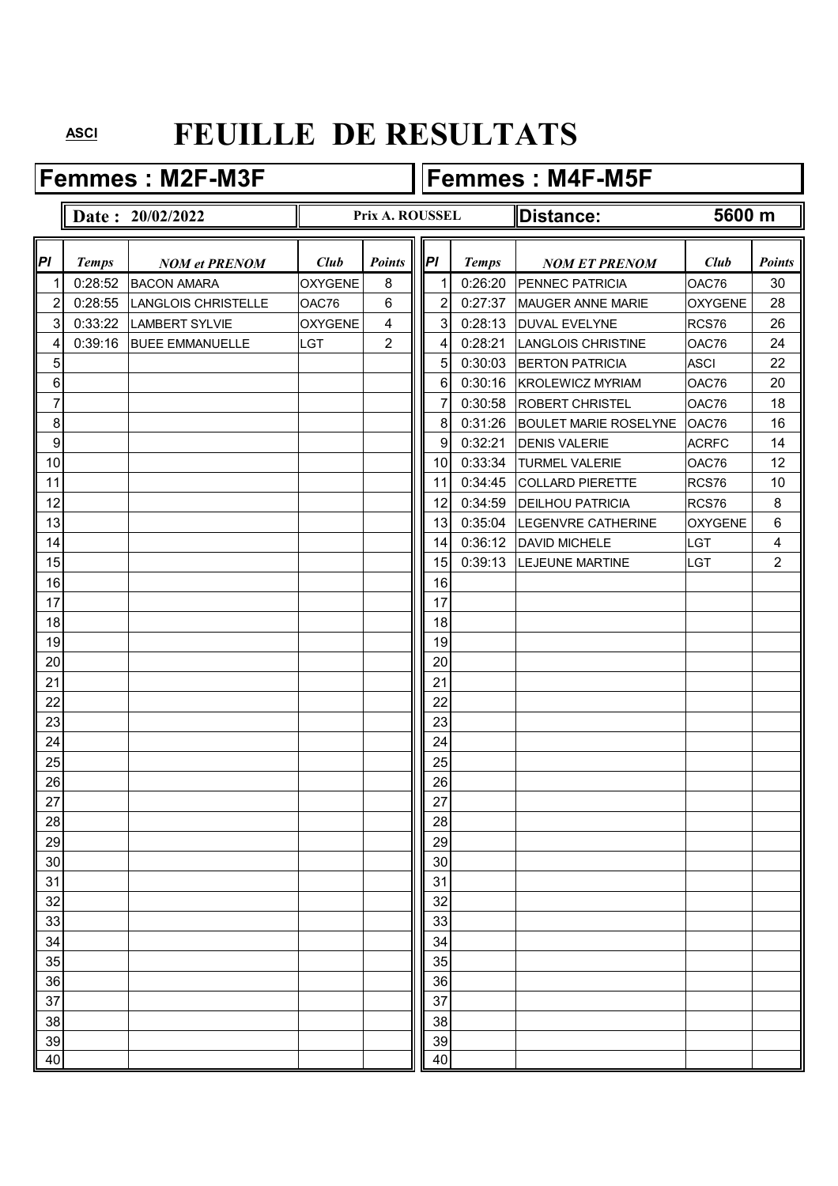ASCI

# FEUILLE DE RESULTATS

## Femmes : M2F-M3F

**Date : 20/02/2022** — **Prix A. ROUSSEL**

| Pl | Temps | NOM et PRENOM | Club | Points |
|---|---|---|---|---|
| 1 | 0:28:52 | BACON AMARA | OXYGENE | 8 |
| 2 | 0:28:55 | LANGLOIS CHRISTELLE | OAC76 | 6 |
| 3 | 0:33:22 | LAMBERT SYLVIE | OXYGENE | 4 |
| 4 | 0:39:16 | BUEE EMMANUELLE | LGT | 2 |
| 5 | | | | |
| 6 | | | | |
| 7 | | | | |
| 8 | | | | |
| 9 | | | | |
| 10 | | | | |
| 11 | | | | |
| 12 | | | | |
| 13 | | | | |
| 14 | | | | |
| 15 | | | | |
| 16 | | | | |
| 17 | | | | |
| 18 | | | | |
| 19 | | | | |
| 20 | | | | |
| 21 | | | | |
| 22 | | | | |
| 23 | | | | |
| 24 | | | | |
| 25 | | | | |
| 26 | | | | |
| 27 | | | | |
| 28 | | | | |
| 29 | | | | |
| 30 | | | | |
| 31 | | | | |
| 32 | | | | |
| 33 | | | | |
| 34 | | | | |
| 35 | | | | |
| 36 | | | | |
| 37 | | | | |
| 38 | | | | |
| 39 | | | | |
| 40 | | | | |

## Femmes : M4F-M5F

**Distance: 5600 m**

| Pl | Temps | NOM ET PRENOM | Club | Points |
|---|---|---|---|---|
| 1 | 0:26:20 | PENNEC PATRICIA | OAC76 | 30 |
| 2 | 0:27:37 | MAUGER ANNE MARIE | OXYGENE | 28 |
| 3 | 0:28:13 | DUVAL EVELYNE | RCS76 | 26 |
| 4 | 0:28:21 | LANGLOIS CHRISTINE | OAC76 | 24 |
| 5 | 0:30:03 | BERTON PATRICIA | ASCI | 22 |
| 6 | 0:30:16 | KROLEWICZ MYRIAM | OAC76 | 20 |
| 7 | 0:30:58 | ROBERT CHRISTEL | OAC76 | 18 |
| 8 | 0:31:26 | BOULET MARIE ROSELYNE | OAC76 | 16 |
| 9 | 0:32:21 | DENIS VALERIE | ACRFC | 14 |
| 10 | 0:33:34 | TURMEL VALERIE | OAC76 | 12 |
| 11 | 0:34:45 | COLLARD PIERETTE | RCS76 | 10 |
| 12 | 0:34:59 | DEILHOU PATRICIA | RCS76 | 8 |
| 13 | 0:35:04 | LEGENVRE CATHERINE | OXYGENE | 6 |
| 14 | 0:36:12 | DAVID MICHELE | LGT | 4 |
| 15 | 0:39:13 | LEJEUNE MARTINE | LGT | 2 |
| 16 | | | | |
| 17 | | | | |
| 18 | | | | |
| 19 | | | | |
| 20 | | | | |
| 21 | | | | |
| 22 | | | | |
| 23 | | | | |
| 24 | | | | |
| 25 | | | | |
| 26 | | | | |
| 27 | | | | |
| 28 | | | | |
| 29 | | | | |
| 30 | | | | |
| 31 | | | | |
| 32 | | | | |
| 33 | | | | |
| 34 | | | | |
| 35 | | | | |
| 36 | | | | |
| 37 | | | | |
| 38 | | | | |
| 39 | | | | |
| 40 | | | | |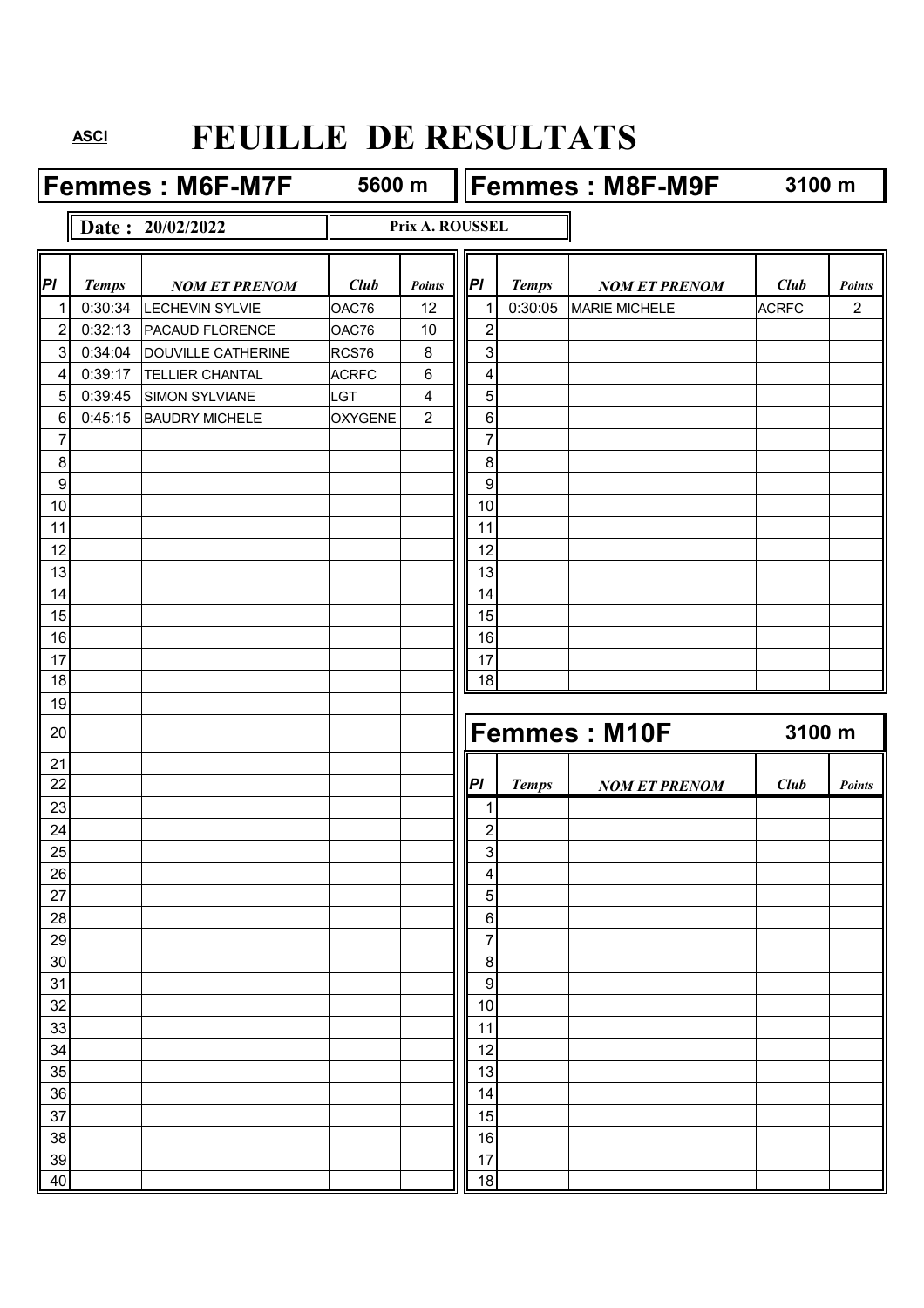ASCI

# FEUILLE DE RESULTATS

## Femmes : M6F-M7F — 5600 m

**Date : 20/02/2022** — **Prix A. ROUSSEL**

| Pl | Temps | NOM ET PRENOM | Club | Points |
|---|---|---|---|---|
| 1 | 0:30:34 | LECHEVIN SYLVIE | OAC76 | 12 |
| 2 | 0:32:13 | PACAUD FLORENCE | OAC76 | 10 |
| 3 | 0:34:04 | DOUVILLE CATHERINE | RCS76 | 8 |
| 4 | 0:39:17 | TELLIER CHANTAL | ACRFC | 6 |
| 5 | 0:39:45 | SIMON SYLVIANE | LGT | 4 |
| 6 | 0:45:15 | BAUDRY MICHELE | OXYGENE | 2 |
| 7 | | | | |
| 8 | | | | |
| 9 | | | | |
| 10 | | | | |
| 11 | | | | |
| 12 | | | | |
| 13 | | | | |
| 14 | | | | |
| 15 | | | | |
| 16 | | | | |
| 17 | | | | |
| 18 | | | | |
| 19 | | | | |
| 20 | | | | |
| 21 | | | | |
| 22 | | | | |
| 23 | | | | |
| 24 | | | | |
| 25 | | | | |
| 26 | | | | |
| 27 | | | | |
| 28 | | | | |
| 29 | | | | |
| 30 | | | | |
| 31 | | | | |
| 32 | | | | |
| 33 | | | | |
| 34 | | | | |
| 35 | | | | |
| 36 | | | | |
| 37 | | | | |
| 38 | | | | |
| 39 | | | | |
| 40 | | | | |

## Femmes : M8F-M9F — 3100 m

| Pl | Temps | NOM ET PRENOM | Club | Points |
|---|---|---|---|---|
| 1 | 0:30:05 | MARIE MICHELE | ACRFC | 2 |
| 2 | | | | |
| 3 | | | | |
| 4 | | | | |
| 5 | | | | |
| 6 | | | | |
| 7 | | | | |
| 8 | | | | |
| 9 | | | | |
| 10 | | | | |
| 11 | | | | |
| 12 | | | | |
| 13 | | | | |
| 14 | | | | |
| 15 | | | | |
| 16 | | | | |
| 17 | | | | |
| 18 | | | | |

## Femmes : M10F — 3100 m

| Pl | Temps | NOM ET PRENOM | Club | Points |
|---|---|---|---|---|
| 1 | | | | |
| 2 | | | | |
| 3 | | | | |
| 4 | | | | |
| 5 | | | | |
| 6 | | | | |
| 7 | | | | |
| 8 | | | | |
| 9 | | | | |
| 10 | | | | |
| 11 | | | | |
| 12 | | | | |
| 13 | | | | |
| 14 | | | | |
| 15 | | | | |
| 16 | | | | |
| 17 | | | | |
| 18 | | | | |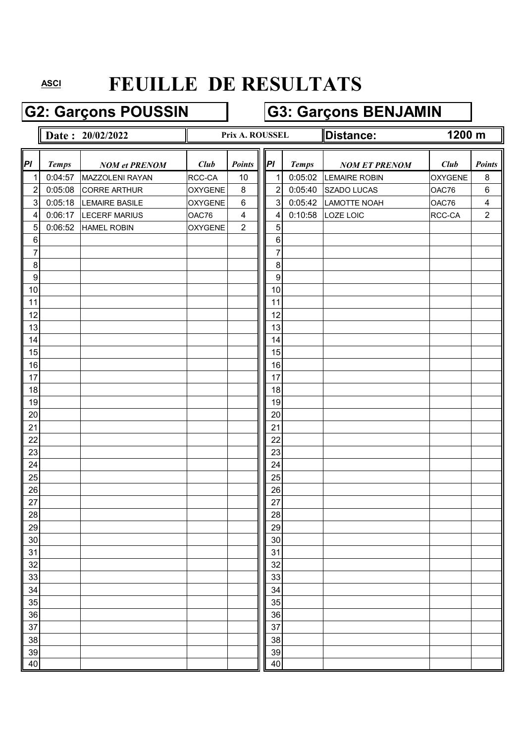ASCI

# FEUILLE DE RESULTATS

## G2: Garçons POUSSIN

## G3: Garçons BENJAMIN

**Date : 20/02/2022** | **Prix A. ROUSSEL** | **Distance: 1200 m**

| Pl | Temps | NOM et PRENOM | Club | Points | Pl | Temps | NOM ET PRENOM | Club | Points |
|---|---|---|---|---|---|---|---|---|---|
| 1 | 0:04:57 | MAZZOLENI RAYAN | RCC-CA | 10 | 1 | 0:05:02 | LEMAIRE ROBIN | OXYGENE | 8 |
| 2 | 0:05:08 | CORRE ARTHUR | OXYGENE | 8 | 2 | 0:05:40 | SZADO LUCAS | OAC76 | 6 |
| 3 | 0:05:18 | LEMAIRE BASILE | OXYGENE | 6 | 3 | 0:05:42 | LAMOTTE NOAH | OAC76 | 4 |
| 4 | 0:06:17 | LECERF MARIUS | OAC76 | 4 | 4 | 0:10:58 | LOZE LOIC | RCC-CA | 2 |
| 5 | 0:06:52 | HAMEL ROBIN | OXYGENE | 2 | 5 | | | | |
| 6 | | | | | 6 | | | | |
| 7 | | | | | 7 | | | | |
| 8 | | | | | 8 | | | | |
| 9 | | | | | 9 | | | | |
| 10 | | | | | 10 | | | | |
| 11 | | | | | 11 | | | | |
| 12 | | | | | 12 | | | | |
| 13 | | | | | 13 | | | | |
| 14 | | | | | 14 | | | | |
| 15 | | | | | 15 | | | | |
| 16 | | | | | 16 | | | | |
| 17 | | | | | 17 | | | | |
| 18 | | | | | 18 | | | | |
| 19 | | | | | 19 | | | | |
| 20 | | | | | 20 | | | | |
| 21 | | | | | 21 | | | | |
| 22 | | | | | 22 | | | | |
| 23 | | | | | 23 | | | | |
| 24 | | | | | 24 | | | | |
| 25 | | | | | 25 | | | | |
| 26 | | | | | 26 | | | | |
| 27 | | | | | 27 | | | | |
| 28 | | | | | 28 | | | | |
| 29 | | | | | 29 | | | | |
| 30 | | | | | 30 | | | | |
| 31 | | | | | 31 | | | | |
| 32 | | | | | 32 | | | | |
| 33 | | | | | 33 | | | | |
| 34 | | | | | 34 | | | | |
| 35 | | | | | 35 | | | | |
| 36 | | | | | 36 | | | | |
| 37 | | | | | 37 | | | | |
| 38 | | | | | 38 | | | | |
| 39 | | | | | 39 | | | | |
| 40 | | | | | 40 | | | | |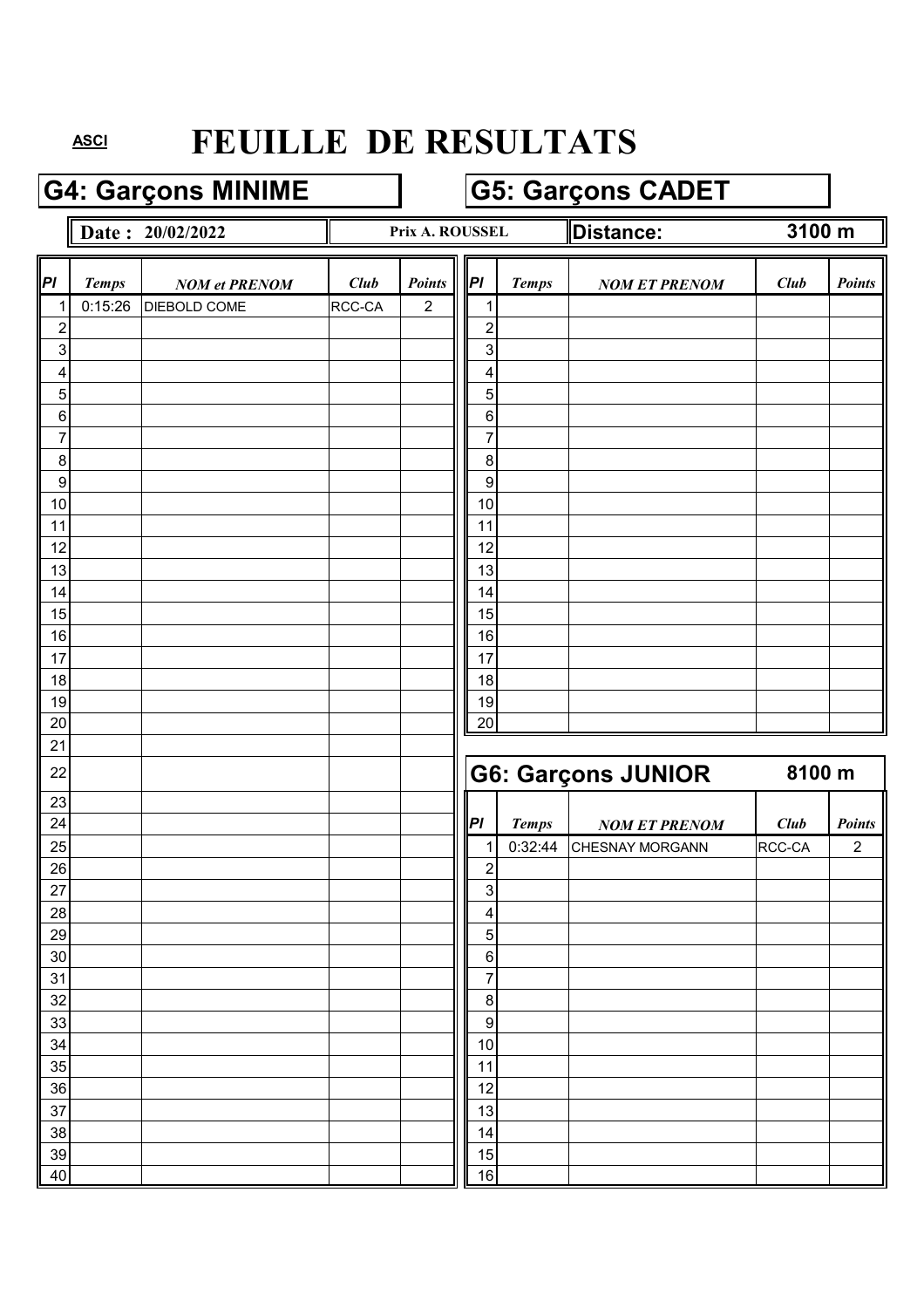ASCI

# FEUILLE DE RESULTATS

## G4: Garçons MINIME

**Date : 20/02/2022** | **Prix A. ROUSSEL** | **Distance: 3100 m**

| Pl | Temps | NOM et PRENOM | Club | Points |
|---|---|---|---|---|
| 1 | 0:15:26 | DIEBOLD COME | RCC-CA | 2 |
| 2 | | | | |
| 3 | | | | |
| 4 | | | | |
| 5 | | | | |
| 6 | | | | |
| 7 | | | | |
| 8 | | | | |
| 9 | | | | |
| 10 | | | | |
| 11 | | | | |
| 12 | | | | |
| 13 | | | | |
| 14 | | | | |
| 15 | | | | |
| 16 | | | | |
| 17 | | | | |
| 18 | | | | |
| 19 | | | | |
| 20 | | | | |
| 21 | | | | |
| 22 | | | | |
| 23 | | | | |
| 24 | | | | |
| 25 | | | | |
| 26 | | | | |
| 27 | | | | |
| 28 | | | | |
| 29 | | | | |
| 30 | | | | |
| 31 | | | | |
| 32 | | | | |
| 33 | | | | |
| 34 | | | | |
| 35 | | | | |
| 36 | | | | |
| 37 | | | | |
| 38 | | | | |
| 39 | | | | |
| 40 | | | | |

## G5: Garçons CADET

| Pl | Temps | NOM ET PRENOM | Club | Points |
|---|---|---|---|---|
| 1 | | | | |
| 2 | | | | |
| 3 | | | | |
| 4 | | | | |
| 5 | | | | |
| 6 | | | | |
| 7 | | | | |
| 8 | | | | |
| 9 | | | | |
| 10 | | | | |
| 11 | | | | |
| 12 | | | | |
| 13 | | | | |
| 14 | | | | |
| 15 | | | | |
| 16 | | | | |
| 17 | | | | |
| 18 | | | | |
| 19 | | | | |
| 20 | | | | |

## G6: Garçons JUNIOR — 8100 m

| Pl | Temps | NOM ET PRENOM | Club | Points |
|---|---|---|---|---|
| 1 | 0:32:44 | CHESNAY MORGANN | RCC-CA | 2 |
| 2 | | | | |
| 3 | | | | |
| 4 | | | | |
| 5 | | | | |
| 6 | | | | |
| 7 | | | | |
| 8 | | | | |
| 9 | | | | |
| 10 | | | | |
| 11 | | | | |
| 12 | | | | |
| 13 | | | | |
| 14 | | | | |
| 15 | | | | |
| 16 | | | | |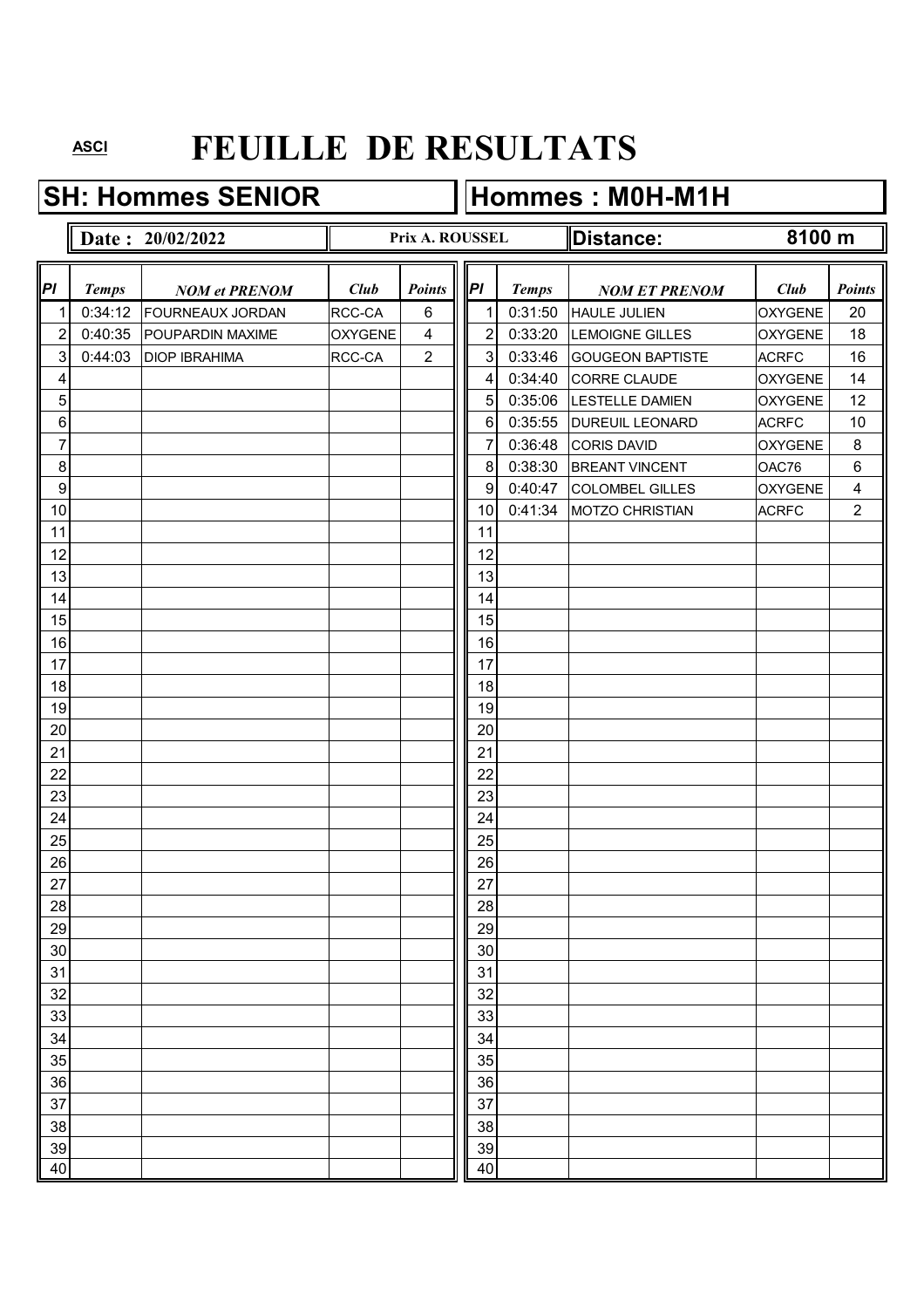ASCI

# FEUILLE DE RESULTATS

## SH: Hommes SENIOR

## Hommes : M0H-M1H

**Date : 20/02/2022** — **Prix A. ROUSSEL** — **Distance: 8100 m**

| Pl | Temps | NOM et PRENOM | Club | Points | Pl | Temps | NOM ET PRENOM | Club | Points |
|---|---|---|---|---|---|---|---|---|---|
| 1 | 0:34:12 | FOURNEAUX JORDAN | RCC-CA | 6 | 1 | 0:31:50 | HAULE JULIEN | OXYGENE | 20 |
| 2 | 0:40:35 | POUPARDIN MAXIME | OXYGENE | 4 | 2 | 0:33:20 | LEMOIGNE GILLES | OXYGENE | 18 |
| 3 | 0:44:03 | DIOP IBRAHIMA | RCC-CA | 2 | 3 | 0:33:46 | GOUGEON BAPTISTE | ACRFC | 16 |
| 4 | | | | | 4 | 0:34:40 | CORRE CLAUDE | OXYGENE | 14 |
| 5 | | | | | 5 | 0:35:06 | LESTELLE DAMIEN | OXYGENE | 12 |
| 6 | | | | | 6 | 0:35:55 | DUREUIL LEONARD | ACRFC | 10 |
| 7 | | | | | 7 | 0:36:48 | CORIS DAVID | OXYGENE | 8 |
| 8 | | | | | 8 | 0:38:30 | BREANT VINCENT | OAC76 | 6 |
| 9 | | | | | 9 | 0:40:47 | COLOMBEL GILLES | OXYGENE | 4 |
| 10 | | | | | 10 | 0:41:34 | MOTZO CHRISTIAN | ACRFC | 2 |
| 11 | | | | | 11 | | | | |
| 12 | | | | | 12 | | | | |
| 13 | | | | | 13 | | | | |
| 14 | | | | | 14 | | | | |
| 15 | | | | | 15 | | | | |
| 16 | | | | | 16 | | | | |
| 17 | | | | | 17 | | | | |
| 18 | | | | | 18 | | | | |
| 19 | | | | | 19 | | | | |
| 20 | | | | | 20 | | | | |
| 21 | | | | | 21 | | | | |
| 22 | | | | | 22 | | | | |
| 23 | | | | | 23 | | | | |
| 24 | | | | | 24 | | | | |
| 25 | | | | | 25 | | | | |
| 26 | | | | | 26 | | | | |
| 27 | | | | | 27 | | | | |
| 28 | | | | | 28 | | | | |
| 29 | | | | | 29 | | | | |
| 30 | | | | | 30 | | | | |
| 31 | | | | | 31 | | | | |
| 32 | | | | | 32 | | | | |
| 33 | | | | | 33 | | | | |
| 34 | | | | | 34 | | | | |
| 35 | | | | | 35 | | | | |
| 36 | | | | | 36 | | | | |
| 37 | | | | | 37 | | | | |
| 38 | | | | | 38 | | | | |
| 39 | | | | | 39 | | | | |
| 40 | | | | | 40 | | | | |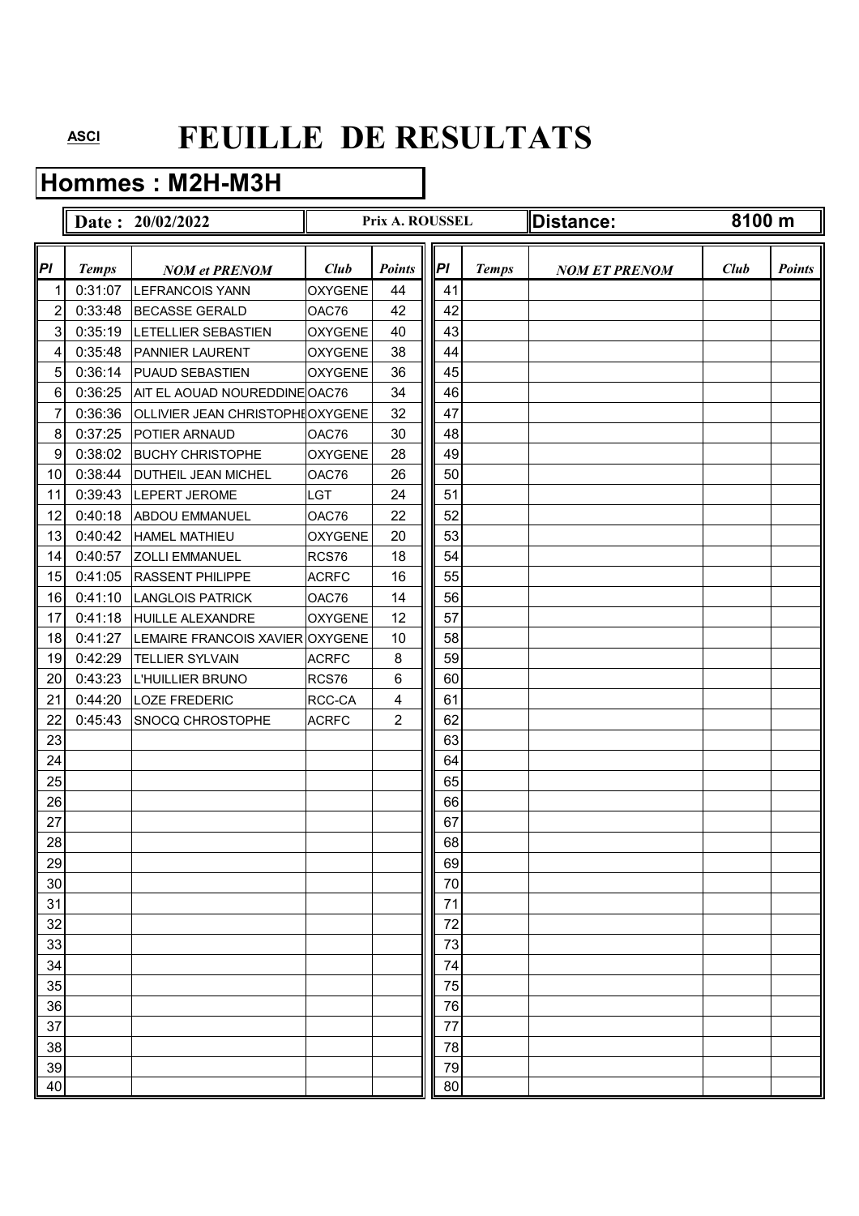ASCI

# FEUILLE DE RESULTATS

## Hommes : M2H-M3H

**Date : 20/02/2022** | **Prix A. ROUSSEL** | **Distance: 8100 m**

| Pl | Temps | NOM et PRENOM | Club | Points |
|---|---|---|---|---|
| 1 | 0:31:07 | LEFRANCOIS YANN | OXYGENE | 44 |
| 2 | 0:33:48 | BECASSE GERALD | OAC76 | 42 |
| 3 | 0:35:19 | LETELLIER SEBASTIEN | OXYGENE | 40 |
| 4 | 0:35:48 | PANNIER LAURENT | OXYGENE | 38 |
| 5 | 0:36:14 | PUAUD SEBASTIEN | OXYGENE | 36 |
| 6 | 0:36:25 | AIT EL AOUAD NOUREDDINE | OAC76 | 34 |
| 7 | 0:36:36 | OLLIVIER JEAN CHRISTOPHE | OXYGENE | 32 |
| 8 | 0:37:25 | POTIER ARNAUD | OAC76 | 30 |
| 9 | 0:38:02 | BUCHY CHRISTOPHE | OXYGENE | 28 |
| 10 | 0:38:44 | DUTHEIL JEAN MICHEL | OAC76 | 26 |
| 11 | 0:39:43 | LEPERT JEROME | LGT | 24 |
| 12 | 0:40:18 | ABDOU EMMANUEL | OAC76 | 22 |
| 13 | 0:40:42 | HAMEL MATHIEU | OXYGENE | 20 |
| 14 | 0:40:57 | ZOLLI EMMANUEL | RCS76 | 18 |
| 15 | 0:41:05 | RASSENT PHILIPPE | ACRFC | 16 |
| 16 | 0:41:10 | LANGLOIS PATRICK | OAC76 | 14 |
| 17 | 0:41:18 | HUILLE ALEXANDRE | OXYGENE | 12 |
| 18 | 0:41:27 | LEMAIRE FRANCOIS XAVIER | OXYGENE | 10 |
| 19 | 0:42:29 | TELLIER SYLVAIN | ACRFC | 8 |
| 20 | 0:43:23 | L'HUILLIER BRUNO | RCS76 | 6 |
| 21 | 0:44:20 | LOZE FREDERIC | RCC-CA | 4 |
| 22 | 0:45:43 | SNOCQ CHROSTOPHE | ACRFC | 2 |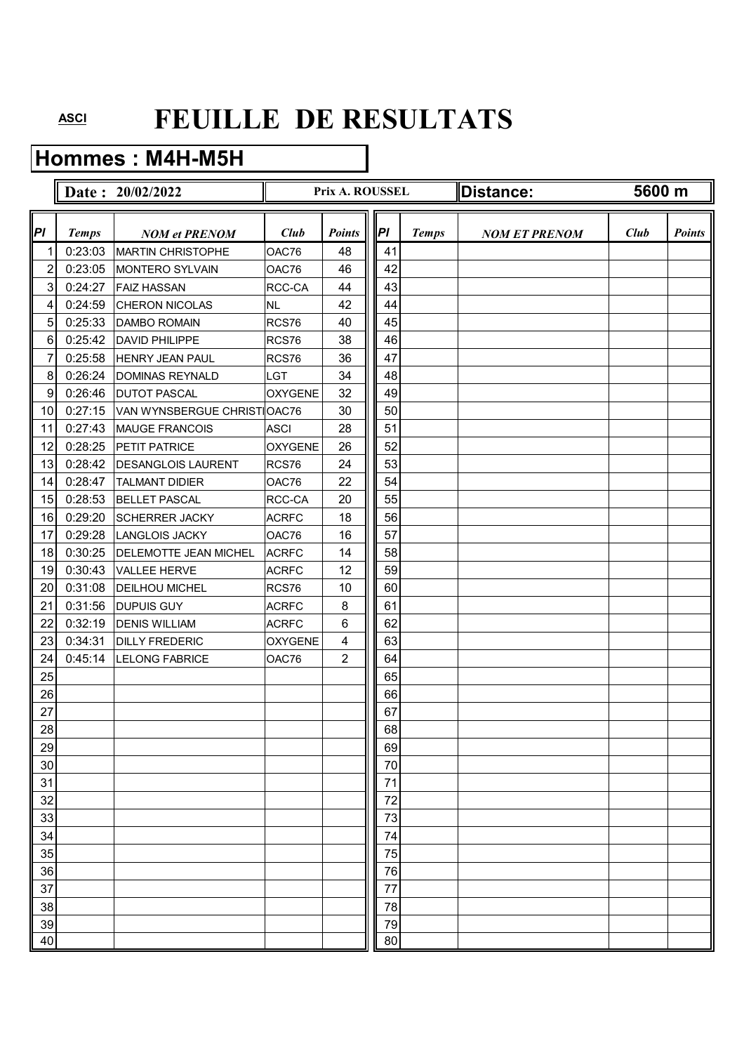ASCI

# FEUILLE DE RESULTATS

## Hommes : M4H-M5H

**Date : 20/02/2022** | **Prix A. ROUSSEL** | **Distance: 5600 m**

| Pl | Temps | NOM et PRENOM | Club | Points | Pl | Temps | NOM ET PRENOM | Club | Points |
|---|---|---|---|---|---|---|---|---|---|
| 1 | 0:23:03 | MARTIN CHRISTOPHE | OAC76 | 48 | 41 | | | | |
| 2 | 0:23:05 | MONTERO SYLVAIN | OAC76 | 46 | 42 | | | | |
| 3 | 0:24:27 | FAIZ HASSAN | RCC-CA | 44 | 43 | | | | |
| 4 | 0:24:59 | CHERON NICOLAS | NL | 42 | 44 | | | | |
| 5 | 0:25:33 | DAMBO ROMAIN | RCS76 | 40 | 45 | | | | |
| 6 | 0:25:42 | DAVID PHILIPPE | RCS76 | 38 | 46 | | | | |
| 7 | 0:25:58 | HENRY JEAN PAUL | RCS76 | 36 | 47 | | | | |
| 8 | 0:26:24 | DOMINAS REYNALD | LGT | 34 | 48 | | | | |
| 9 | 0:26:46 | DUTOT PASCAL | OXYGENE | 32 | 49 | | | | |
| 10 | 0:27:15 | VAN WYNSBERGUE CHRISTI | OAC76 | 30 | 50 | | | | |
| 11 | 0:27:43 | MAUGE FRANCOIS | ASCI | 28 | 51 | | | | |
| 12 | 0:28:25 | PETIT PATRICE | OXYGENE | 26 | 52 | | | | |
| 13 | 0:28:42 | DESANGLOIS LAURENT | RCS76 | 24 | 53 | | | | |
| 14 | 0:28:47 | TALMANT DIDIER | OAC76 | 22 | 54 | | | | |
| 15 | 0:28:53 | BELLET PASCAL | RCC-CA | 20 | 55 | | | | |
| 16 | 0:29:20 | SCHERRER JACKY | ACRFC | 18 | 56 | | | | |
| 17 | 0:29:28 | LANGLOIS JACKY | OAC76 | 16 | 57 | | | | |
| 18 | 0:30:25 | DELEMOTTE JEAN MICHEL | ACRFC | 14 | 58 | | | | |
| 19 | 0:30:43 | VALLEE HERVE | ACRFC | 12 | 59 | | | | |
| 20 | 0:31:08 | DEILHOU MICHEL | RCS76 | 10 | 60 | | | | |
| 21 | 0:31:56 | DUPUIS GUY | ACRFC | 8 | 61 | | | | |
| 22 | 0:32:19 | DENIS WILLIAM | ACRFC | 6 | 62 | | | | |
| 23 | 0:34:31 | DILLY FREDERIC | OXYGENE | 4 | 63 | | | | |
| 24 | 0:45:14 | LELONG FABRICE | OAC76 | 2 | 64 | | | | |
| 25 | | | | | 65 | | | | |
| 26 | | | | | 66 | | | | |
| 27 | | | | | 67 | | | | |
| 28 | | | | | 68 | | | | |
| 29 | | | | | 69 | | | | |
| 30 | | | | | 70 | | | | |
| 31 | | | | | 71 | | | | |
| 32 | | | | | 72 | | | | |
| 33 | | | | | 73 | | | | |
| 34 | | | | | 74 | | | | |
| 35 | | | | | 75 | | | | |
| 36 | | | | | 76 | | | | |
| 37 | | | | | 77 | | | | |
| 38 | | | | | 78 | | | | |
| 39 | | | | | 79 | | | | |
| 40 | | | | | 80 | | | | |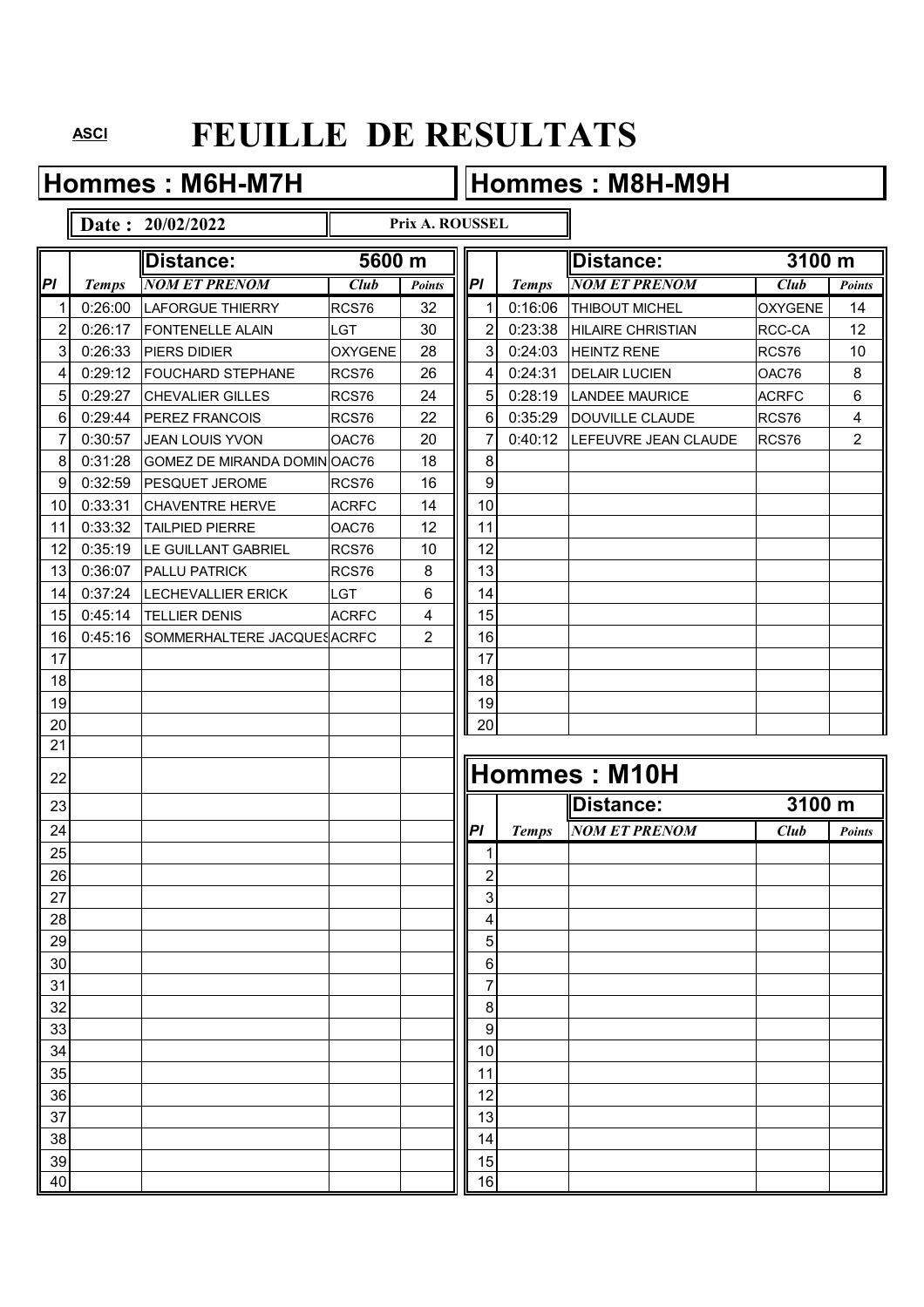ASCI

# FEUILLE DE RESULTATS

## Hommes : M6H-M7H

**Date : 20/02/2022** — **Prix A. ROUSSEL**

Distance: 5600 m

| Pl | Temps | NOM ET PRENOM | Club | Points |
|---|---|---|---|---|
| 1 | 0:26:00 | LAFORGUE THIERRY | RCS76 | 32 |
| 2 | 0:26:17 | FONTENELLE ALAIN | LGT | 30 |
| 3 | 0:26:33 | PIERS DIDIER | OXYGENE | 28 |
| 4 | 0:29:12 | FOUCHARD STEPHANE | RCS76 | 26 |
| 5 | 0:29:27 | CHEVALIER GILLES | RCS76 | 24 |
| 6 | 0:29:44 | PEREZ FRANCOIS | RCS76 | 22 |
| 7 | 0:30:57 | JEAN LOUIS YVON | OAC76 | 20 |
| 8 | 0:31:28 | GOMEZ DE MIRANDA DOMIN | OAC76 | 18 |
| 9 | 0:32:59 | PESQUET JEROME | RCS76 | 16 |
| 10 | 0:33:31 | CHAVENTRE HERVE | ACRFC | 14 |
| 11 | 0:33:32 | TAILPIED PIERRE | OAC76 | 12 |
| 12 | 0:35:19 | LE GUILLANT GABRIEL | RCS76 | 10 |
| 13 | 0:36:07 | PALLU PATRICK | RCS76 | 8 |
| 14 | 0:37:24 | LECHEVALLIER ERICK | LGT | 6 |
| 15 | 0:45:14 | TELLIER DENIS | ACRFC | 4 |
| 16 | 0:45:16 | SOMMERHALTERE JACQUES | ACRFC | 2 |
| 17 | | | | |
| 18 | | | | |
| 19 | | | | |
| 20 | | | | |
| 21 | | | | |
| 22 | | | | |
| 23 | | | | |
| 24 | | | | |
| 25 | | | | |
| 26 | | | | |
| 27 | | | | |
| 28 | | | | |
| 29 | | | | |
| 30 | | | | |
| 31 | | | | |
| 32 | | | | |
| 33 | | | | |
| 34 | | | | |
| 35 | | | | |
| 36 | | | | |
| 37 | | | | |
| 38 | | | | |
| 39 | | | | |
| 40 | | | | |

## Hommes : M8H-M9H

Distance: 3100 m

| Pl | Temps | NOM ET PRENOM | Club | Points |
|---|---|---|---|---|
| 1 | 0:16:06 | THIBOUT MICHEL | OXYGENE | 14 |
| 2 | 0:23:38 | HILAIRE CHRISTIAN | RCC-CA | 12 |
| 3 | 0:24:03 | HEINTZ RENE | RCS76 | 10 |
| 4 | 0:24:31 | DELAIR LUCIEN | OAC76 | 8 |
| 5 | 0:28:19 | LANDEE MAURICE | ACRFC | 6 |
| 6 | 0:35:29 | DOUVILLE CLAUDE | RCS76 | 4 |
| 7 | 0:40:12 | LEFEUVRE JEAN CLAUDE | RCS76 | 2 |
| 8 | | | | |
| 9 | | | | |
| 10 | | | | |
| 11 | | | | |
| 12 | | | | |
| 13 | | | | |
| 14 | | | | |
| 15 | | | | |
| 16 | | | | |
| 17 | | | | |
| 18 | | | | |
| 19 | | | | |
| 20 | | | | |

## Hommes : M10H

Distance: 3100 m

| Pl | Temps | NOM ET PRENOM | Club | Points |
|---|---|---|---|---|
| 1 | | | | |
| 2 | | | | |
| 3 | | | | |
| 4 | | | | |
| 5 | | | | |
| 6 | | | | |
| 7 | | | | |
| 8 | | | | |
| 9 | | | | |
| 10 | | | | |
| 11 | | | | |
| 12 | | | | |
| 13 | | | | |
| 14 | | | | |
| 15 | | | | |
| 16 | | | | |